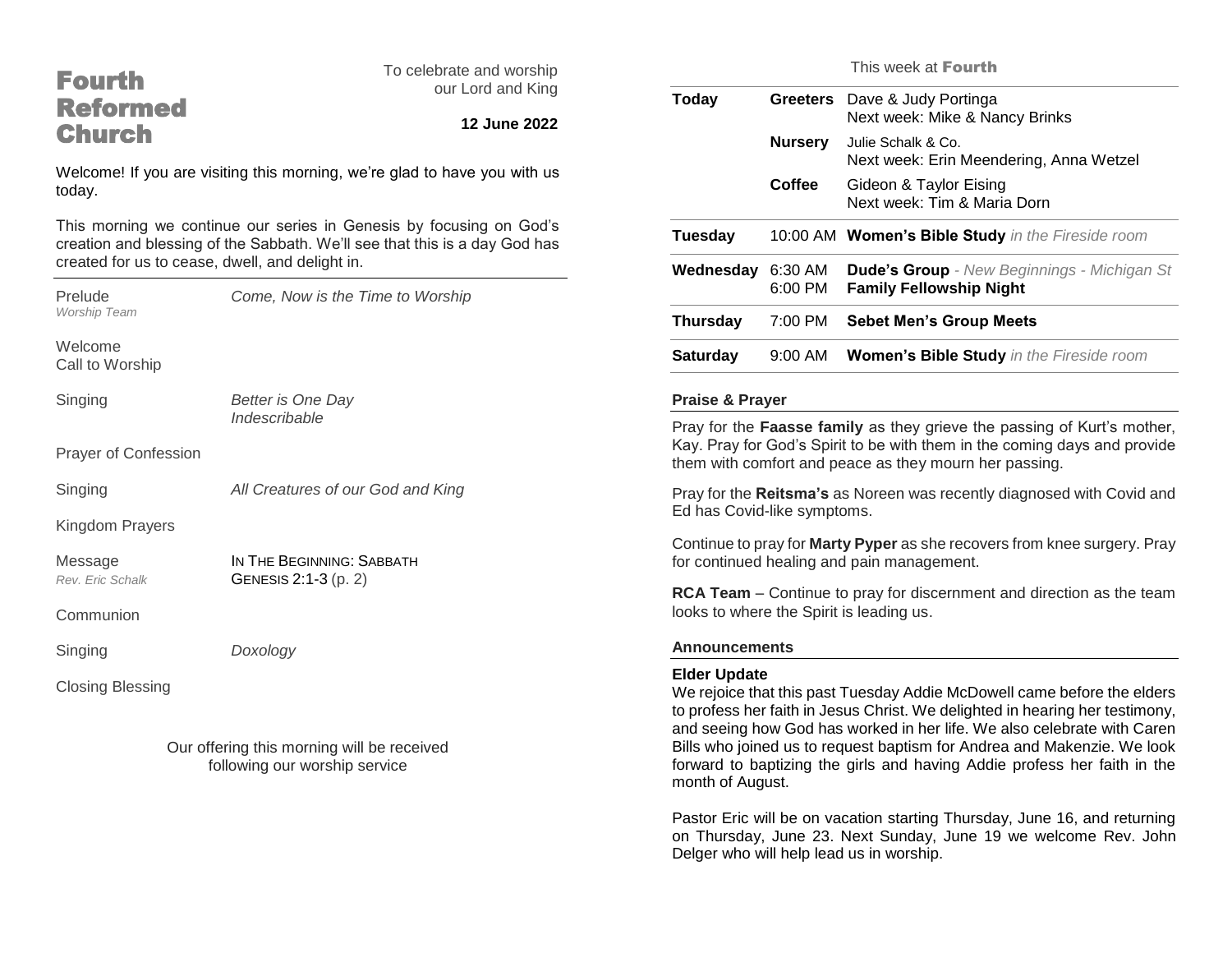# Fourth Reformed Church

To celebrate and worship our Lord and King

**12 June 2022**

Welcome! If you are visiting this morning, we're glad to have you with us today.

This morning we continue our series in Genesis by focusing on God's creation and blessing of the Sabbath. We'll see that this is a day God has created for us to cease, dwell, and delight in.

---

Prelude — *Come, Now is the Time to Worship*
*Worship Team*

Welcome
Call to Worship

Singing — *Better is One Day*
*Indescribable*

Prayer of Confession

Singing — *All Creatures of our God and King*

Kingdom Prayers

Message — IN THE BEGINNING: SABBATH
*Rev. Eric Schalk* — GENESIS 2:1-3 (p. 2)

Communion

Singing — *Doxology*

Closing Blessing

Our offering this morning will be received following our worship service

## This week at Fourth

| | | |
|---|---|---|
| **Today** | **Greeters** | Dave & Judy Portinga<br>Next week: Mike & Nancy Brinks |
| | **Nursery** | Julie Schalk & Co.<br>Next week: Erin Meendering, Anna Wetzel |
| | **Coffee** | Gideon & Taylor Eising<br>Next week: Tim & Maria Dorn |
| **Tuesday** | 10:00 AM | **Women's Bible Study** *in the Fireside room* |
| **Wednesday** | 6:30 AM<br>6:00 PM | **Dude's Group** *- New Beginnings - Michigan St*<br>**Family Fellowship Night** |
| **Thursday** | 7:00 PM | **Sebet Men's Group Meets** |
| **Saturday** | 9:00 AM | **Women's Bible Study** *in the Fireside room* |

### Praise & Prayer

Pray for the **Faasse family** as they grieve the passing of Kurt's mother, Kay. Pray for God's Spirit to be with them in the coming days and provide them with comfort and peace as they mourn her passing.

Pray for the **Reitsma's** as Noreen was recently diagnosed with Covid and Ed has Covid-like symptoms.

Continue to pray for **Marty Pyper** as she recovers from knee surgery. Pray for continued healing and pain management.

**RCA Team** – Continue to pray for discernment and direction as the team looks to where the Spirit is leading us.

### Announcements

**Elder Update**
We rejoice that this past Tuesday Addie McDowell came before the elders to profess her faith in Jesus Christ. We delighted in hearing her testimony, and seeing how God has worked in her life. We also celebrate with Caren Bills who joined us to request baptism for Andrea and Makenzie. We look forward to baptizing the girls and having Addie profess her faith in the month of August.

Pastor Eric will be on vacation starting Thursday, June 16, and returning on Thursday, June 23. Next Sunday, June 19 we welcome Rev. John Delger who will help lead us in worship.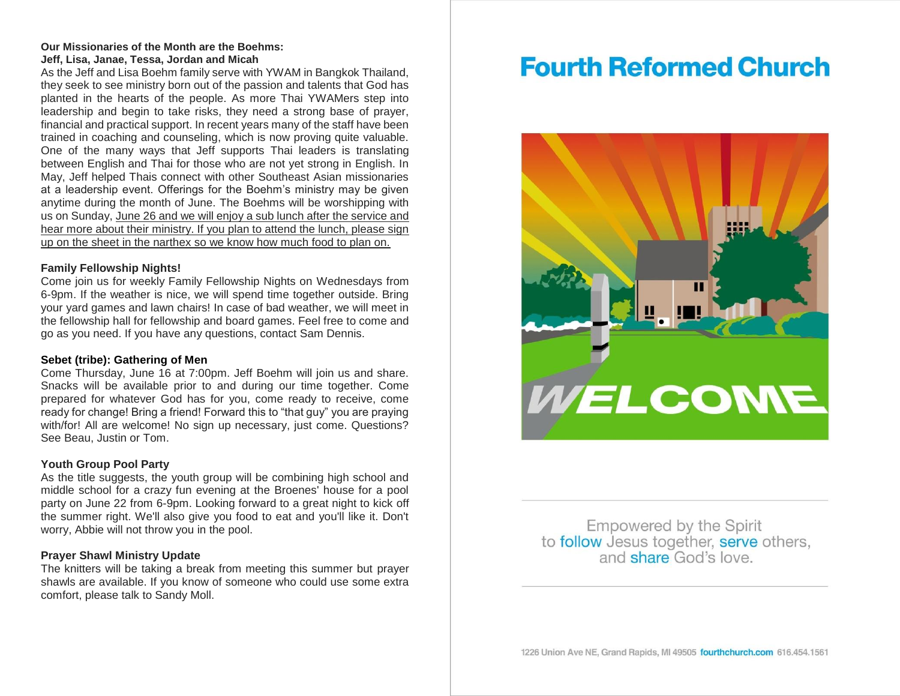**Our Missionaries of the Month are the Boehms:**
**Jeff, Lisa, Janae, Tessa, Jordan and Micah**

As the Jeff and Lisa Boehm family serve with YWAM in Bangkok Thailand, they seek to see ministry born out of the passion and talents that God has planted in the hearts of the people. As more Thai YWAMers step into leadership and begin to take risks, they need a strong base of prayer, financial and practical support. In recent years many of the staff have been trained in coaching and counseling, which is now proving quite valuable. One of the many ways that Jeff supports Thai leaders is translating between English and Thai for those who are not yet strong in English. In May, Jeff helped Thais connect with other Southeast Asian missionaries at a leadership event. Offerings for the Boehm's ministry may be given anytime during the month of June. The Boehms will be worshipping with us on Sunday, June 26 and we will enjoy a sub lunch after the service and hear more about their ministry. If you plan to attend the lunch, please sign up on the sheet in the narthex so we know how much food to plan on.

**Family Fellowship Nights!**

Come join us for weekly Family Fellowship Nights on Wednesdays from 6-9pm. If the weather is nice, we will spend time together outside. Bring your yard games and lawn chairs! In case of bad weather, we will meet in the fellowship hall for fellowship and board games. Feel free to come and go as you need. If you have any questions, contact Sam Dennis.

**Sebet (tribe): Gathering of Men**

Come Thursday, June 16 at 7:00pm. Jeff Boehm will join us and share. Snacks will be available prior to and during our time together. Come prepared for whatever God has for you, come ready to receive, come ready for change! Bring a friend! Forward this to "that guy" you are praying with/for! All are welcome! No sign up necessary, just come. Questions? See Beau, Justin or Tom.

**Youth Group Pool Party**

As the title suggests, the youth group will be combining high school and middle school for a crazy fun evening at the Broenes' house for a pool party on June 22 from 6-9pm. Looking forward to a great night to kick off the summer right. We'll also give you food to eat and you'll like it. Don't worry, Abbie will not throw you in the pool.

**Prayer Shawl Ministry Update**

The knitters will be taking a break from meeting this summer but prayer shawls are available. If you know of someone who could use some extra comfort, please talk to Sandy Moll.

# Fourth Reformed Church

WELCOME

Empowered by the Spirit
to follow Jesus together, serve others,
and share God's love.

1226 Union Ave NE, Grand Rapids, MI 49505 fourthchurch.com 616.454.1561